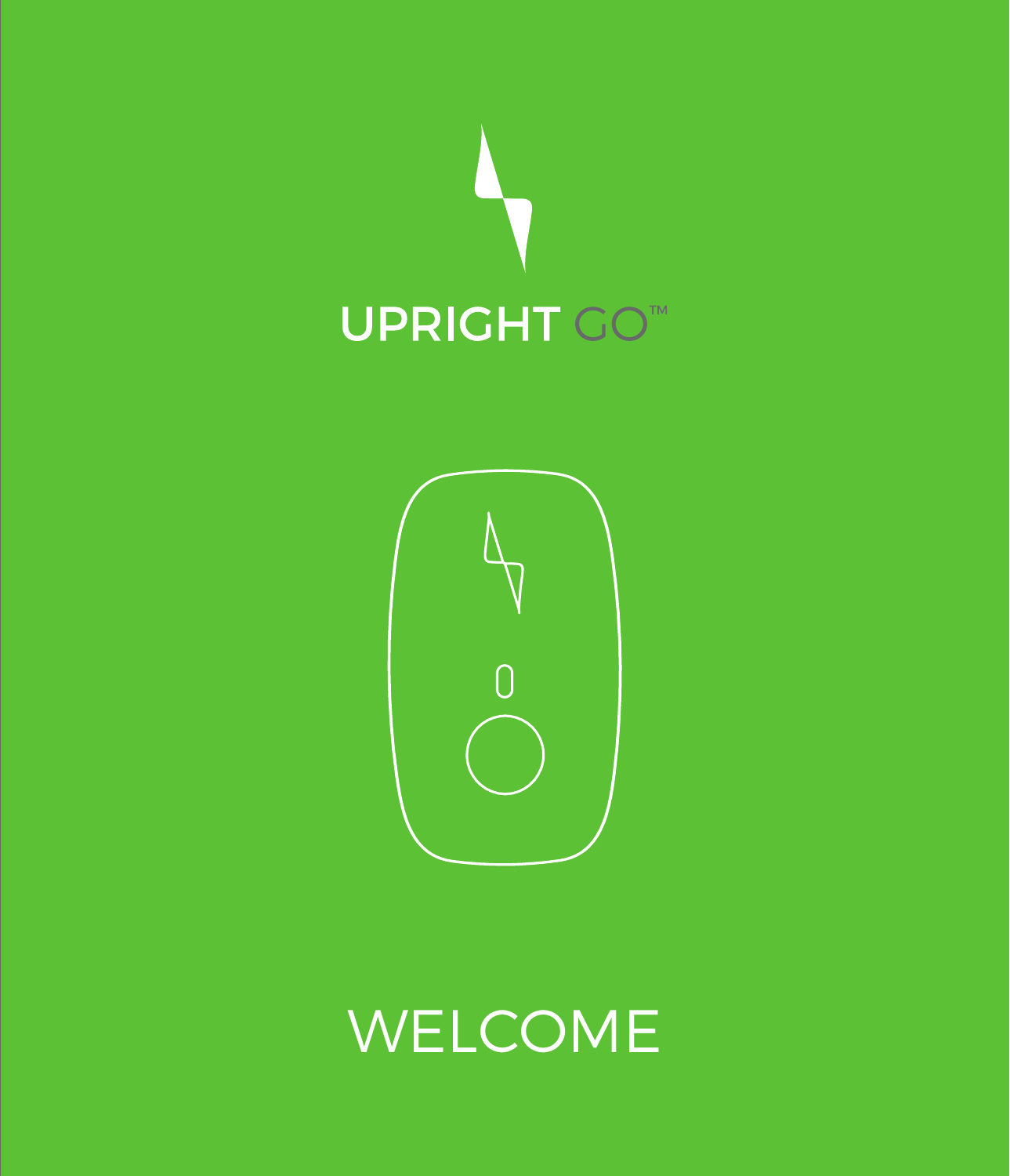# UPRIGHT GO™

# WELCOME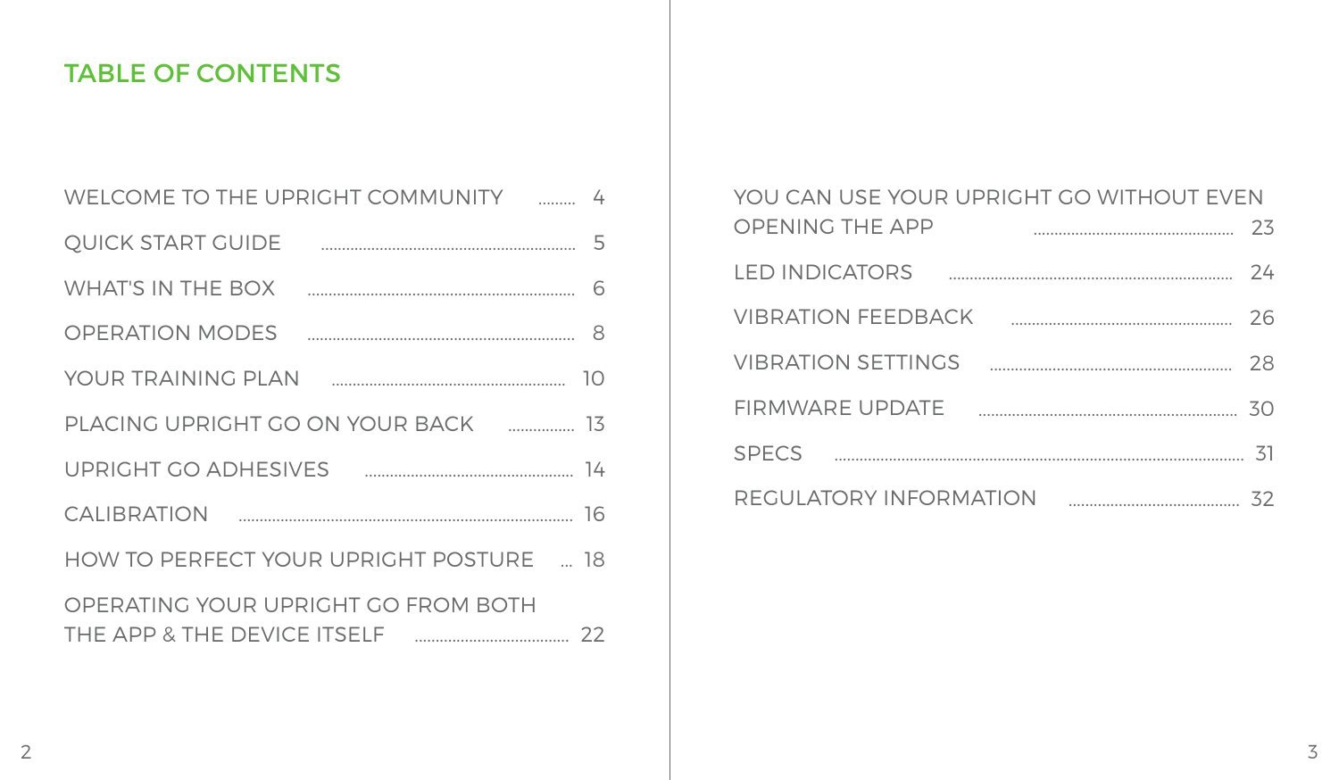## TABLE OF CONTENTS

| Section | Page |
|---|---|
| WELCOME TO THE UPRIGHT COMMUNITY | 4 |
| QUICK START GUIDE | 5 |
| WHAT'S IN THE BOX | 6 |
| OPERATION MODES | 8 |
| YOUR TRAINING PLAN | 10 |
| PLACING UPRIGHT GO ON YOUR BACK | 13 |
| UPRIGHT GO ADHESIVES | 14 |
| CALIBRATION | 16 |
| HOW TO PERFECT YOUR UPRIGHT POSTURE | 18 |
| OPERATING YOUR UPRIGHT GO FROM BOTH THE APP & THE DEVICE ITSELF | 22 |
| YOU CAN USE YOUR UPRIGHT GO WITHOUT EVEN OPENING THE APP | 23 |
| LED INDICATORS | 24 |
| VIBRATION FEEDBACK | 26 |
| VIBRATION SETTINGS | 28 |
| FIRMWARE UPDATE | 30 |
| SPECS | 31 |
| REGULATORY INFORMATION | 32 |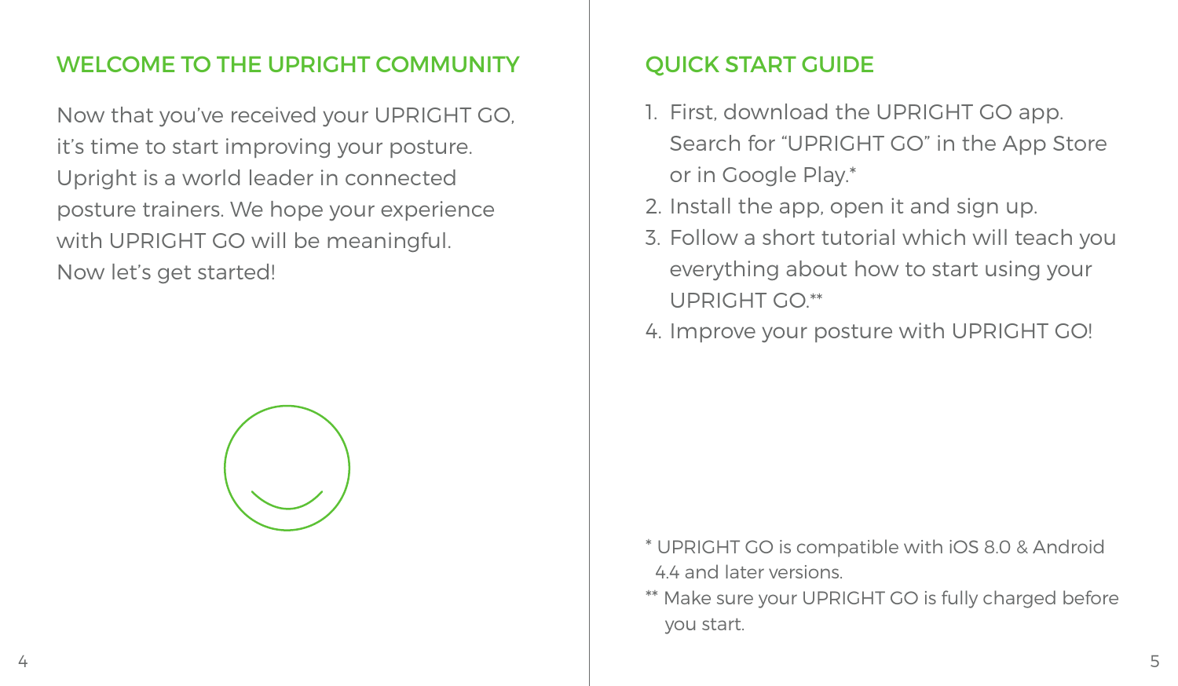## WELCOME TO THE UPRIGHT COMMUNITY

Now that you've received your UPRIGHT GO, it's time to start improving your posture. Upright is a world leader in connected posture trainers. We hope your experience with UPRIGHT GO will be meaningful. Now let's get started!

## QUICK START GUIDE

1. First, download the UPRIGHT GO app. Search for "UPRIGHT GO" in the App Store or in Google Play.*
2. Install the app, open it and sign up.
3. Follow a short tutorial which will teach you everything about how to start using your UPRIGHT GO.**
4. Improve your posture with UPRIGHT GO!

* UPRIGHT GO is compatible with iOS 8.0 & Android 4.4 and later versions.

** Make sure your UPRIGHT GO is fully charged before you start.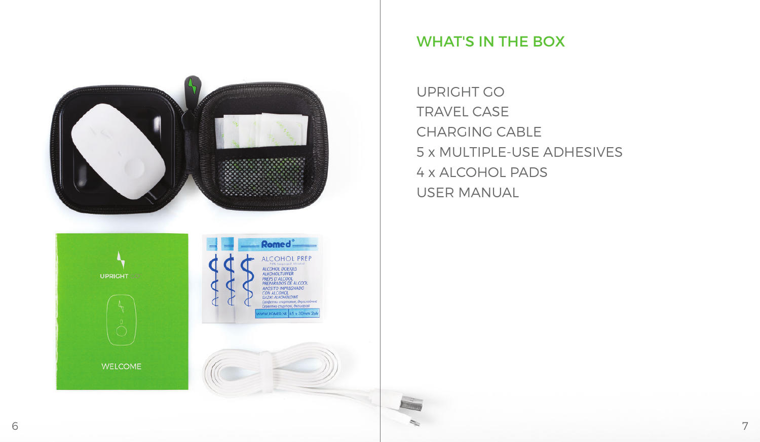## WHAT'S IN THE BOX

UPRIGHT GO
TRAVEL CASE
CHARGING CABLE
5 x MULTIPLE-USE ADHESIVES
4 x ALCOHOL PADS
USER MANUAL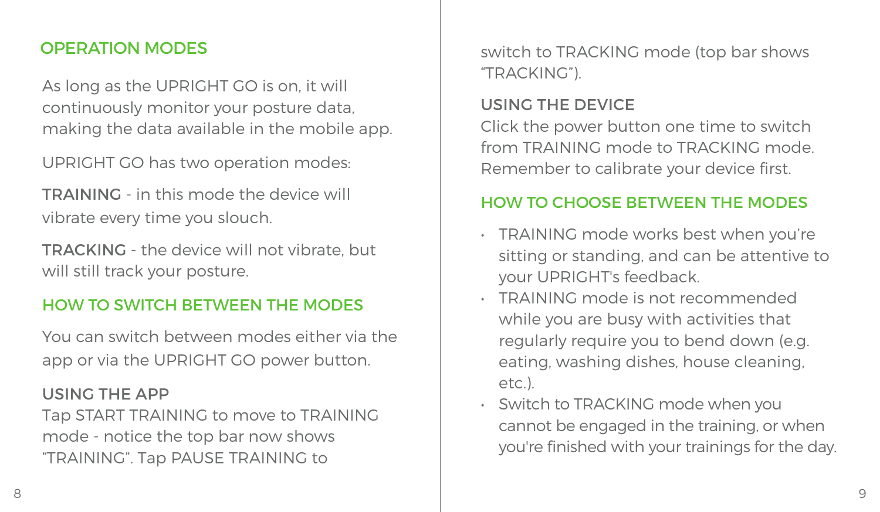## OPERATION MODES

As long as the UPRIGHT GO is on, it will continuously monitor your posture data, making the data available in the mobile app.

UPRIGHT GO has two operation modes:

TRAINING - in this mode the device will vibrate every time you slouch.

TRACKING - the device will not vibrate, but will still track your posture.

## HOW TO SWITCH BETWEEN THE MODES

You can switch between modes either via the app or via the UPRIGHT GO power button.

### USING THE APP

Tap START TRAINING to move to TRAINING mode - notice the top bar now shows “TRAINING”. Tap PAUSE TRAINING to switch to TRACKING mode (top bar shows “TRACKING”).

### USING THE DEVICE

Click the power button one time to switch from TRAINING mode to TRACKING mode. Remember to calibrate your device first.

## HOW TO CHOOSE BETWEEN THE MODES

- TRAINING mode works best when you’re sitting or standing, and can be attentive to your UPRIGHT's feedback.
- TRAINING mode is not recommended while you are busy with activities that regularly require you to bend down (e.g. eating, washing dishes, house cleaning, etc.).
- Switch to TRACKING mode when you cannot be engaged in the training, or when you're finished with your trainings for the day.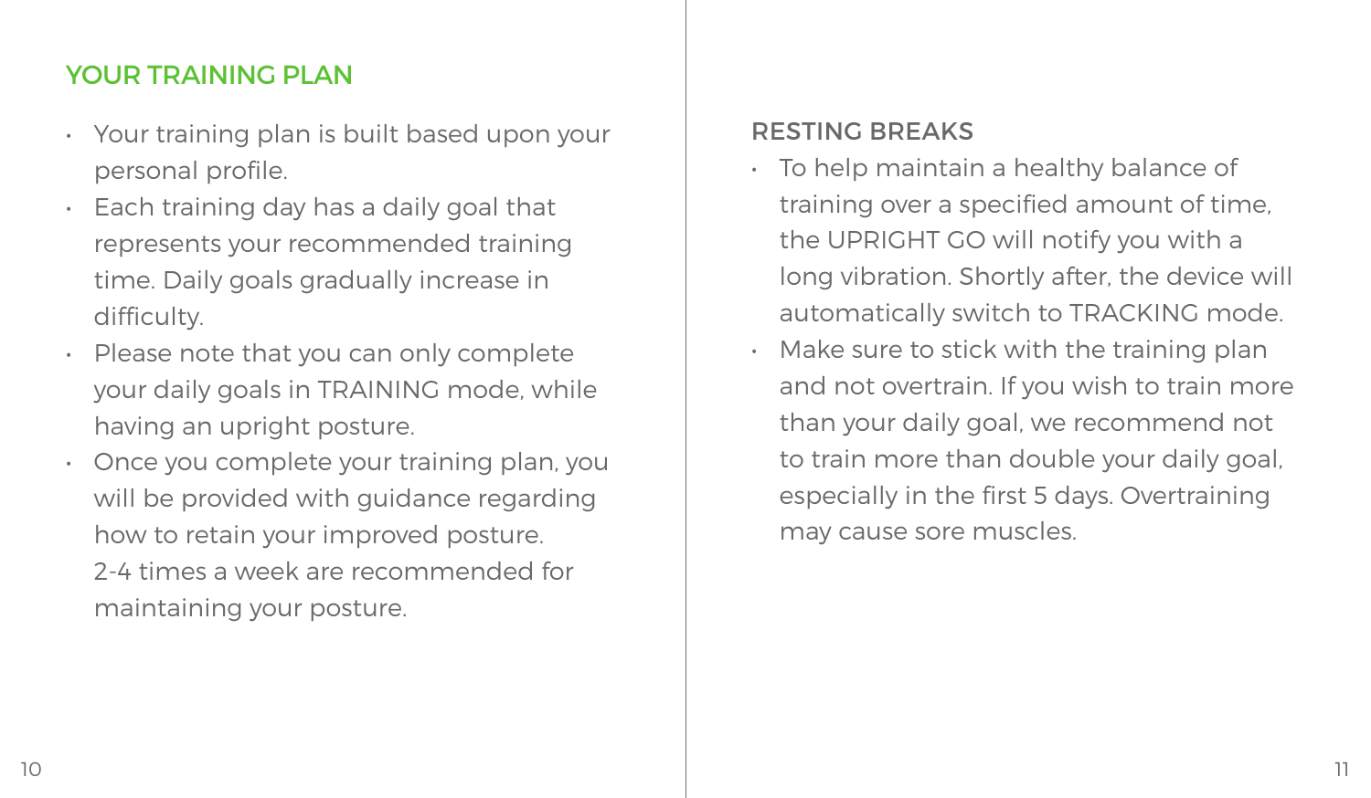## YOUR TRAINING PLAN

- Your training plan is built based upon your personal profile.
- Each training day has a daily goal that represents your recommended training time. Daily goals gradually increase in difficulty.
- Please note that you can only complete your daily goals in TRAINING mode, while having an upright posture.
- Once you complete your training plan, you will be provided with guidance regarding how to retain your improved posture.
  2-4 times a week are recommended for maintaining your posture.

### RESTING BREAKS

- To help maintain a healthy balance of training over a specified amount of time, the UPRIGHT GO will notify you with a long vibration. Shortly after, the device will automatically switch to TRACKING mode.
- Make sure to stick with the training plan and not overtrain. If you wish to train more than your daily goal, we recommend not to train more than double your daily goal, especially in the first 5 days. Overtraining may cause sore muscles.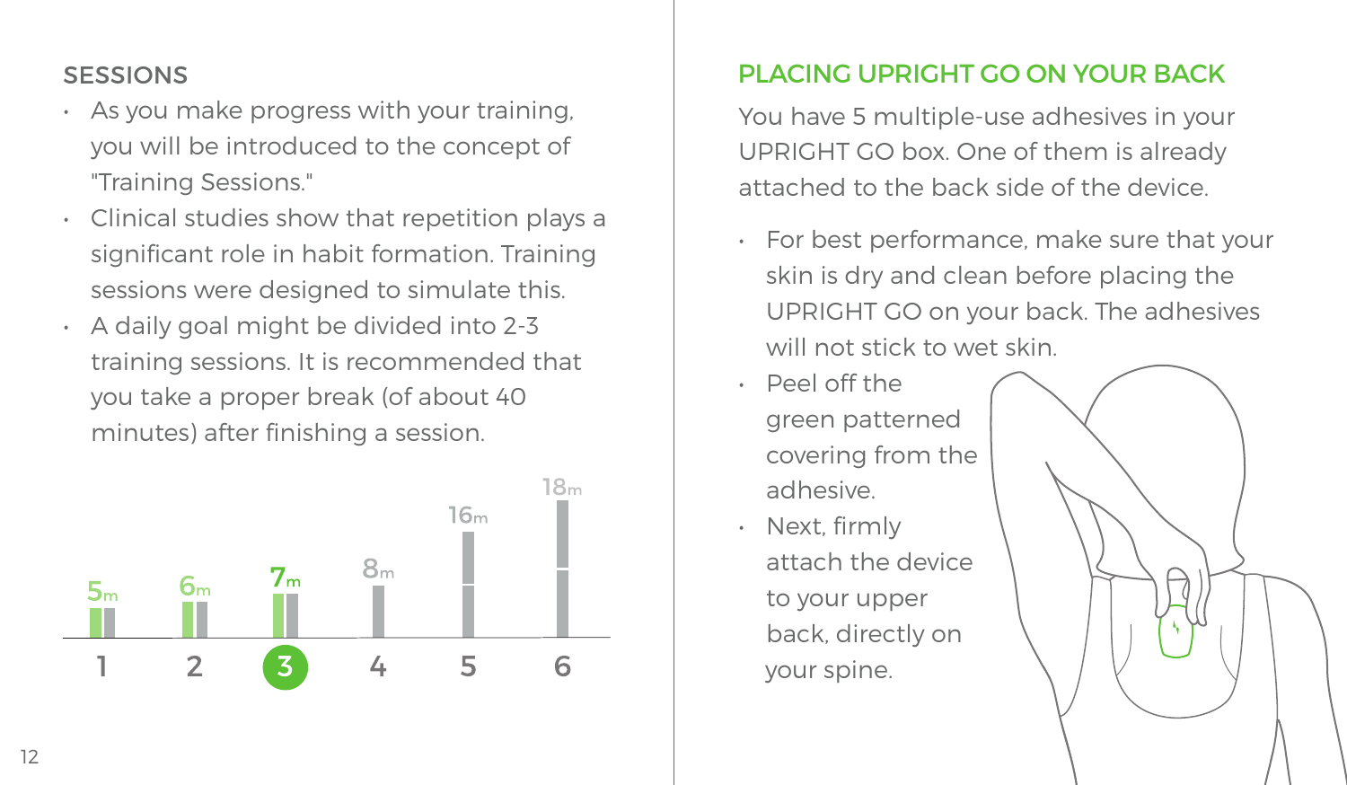## SESSIONS

- As you make progress with your training, you will be introduced to the concept of "Training Sessions."
- Clinical studies show that repetition plays a significant role in habit formation. Training sessions were designed to simulate this.
- A daily goal might be divided into 2-3 training sessions. It is recommended that you take a proper break (of about 40 minutes) after finishing a session.

| 1 | 2 | 3 | 4 | 5 | 6 |
|---|---|---|---|---|---|
| 5m | 6m | 7m | 8m | 16m | 18m |

## PLACING UPRIGHT GO ON YOUR BACK

You have 5 multiple-use adhesives in your UPRIGHT GO box. One of them is already attached to the back side of the device.

- For best performance, make sure that your skin is dry and clean before placing the UPRIGHT GO on your back. The adhesives will not stick to wet skin.
- Peel off the green patterned covering from the adhesive.
- Next, firmly attach the device to your upper back, directly on your spine.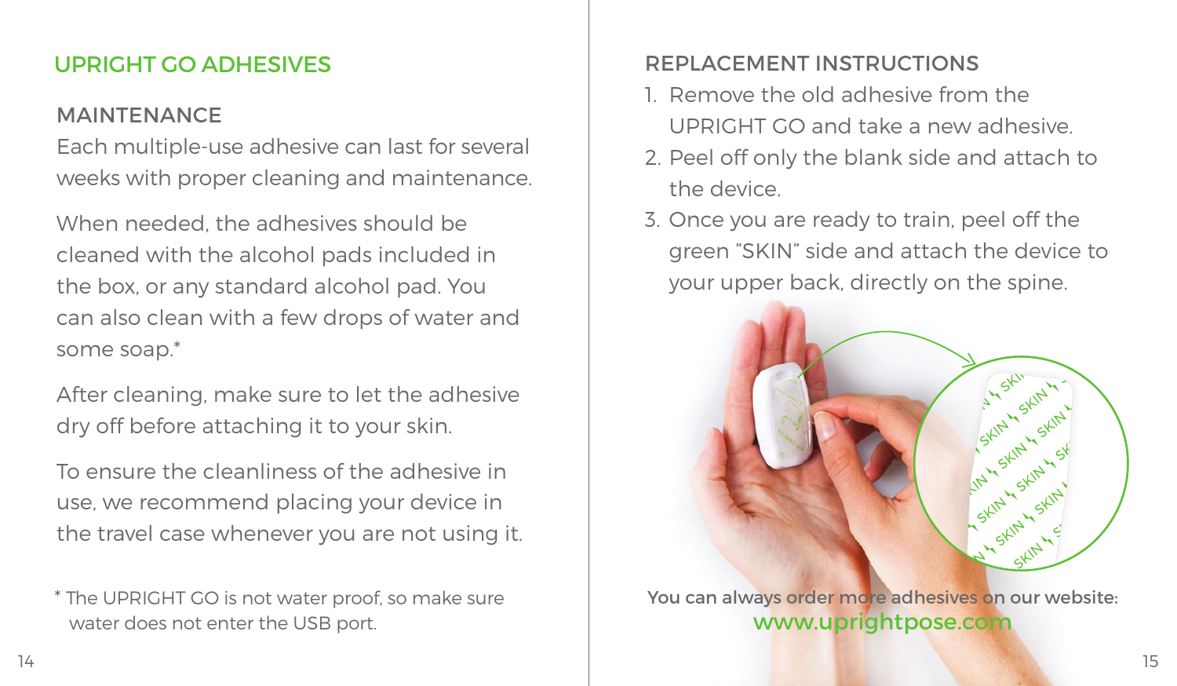## UPRIGHT GO ADHESIVES

### MAINTENANCE

Each multiple-use adhesive can last for several weeks with proper cleaning and maintenance.

When needed, the adhesives should be cleaned with the alcohol pads included in the box, or any standard alcohol pad. You can also clean with a few drops of water and some soap.*

After cleaning, make sure to let the adhesive dry off before attaching it to your skin.

To ensure the cleanliness of the adhesive in use, we recommend placing your device in the travel case whenever you are not using it.

* The UPRIGHT GO is not water proof, so make sure water does not enter the USB port.

### REPLACEMENT INSTRUCTIONS

1. Remove the old adhesive from the UPRIGHT GO and take a new adhesive.
2. Peel off only the blank side and attach to the device.
3. Once you are ready to train, peel off the green "SKIN" side and attach the device to your upper back, directly on the spine.

**You can always order more adhesives on our website:**
www.uprightpose.com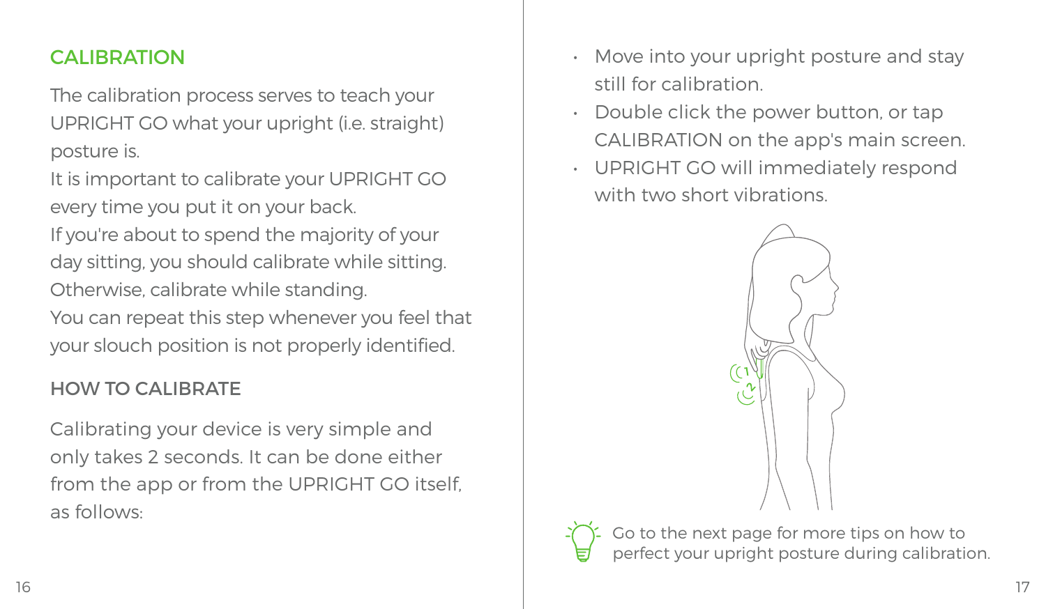## CALIBRATION

The calibration process serves to teach your UPRIGHT GO what your upright (i.e. straight) posture is.
It is important to calibrate your UPRIGHT GO every time you put it on your back.
If you're about to spend the majority of your day sitting, you should calibrate while sitting. Otherwise, calibrate while standing.
You can repeat this step whenever you feel that your slouch position is not properly identified.

### HOW TO CALIBRATE

Calibrating your device is very simple and only takes 2 seconds. It can be done either from the app or from the UPRIGHT GO itself, as follows:

- Move into your upright posture and stay still for calibration.
- Double click the power button, or tap CALIBRATION on the app's main screen.
- UPRIGHT GO will immediately respond with two short vibrations.

Go to the next page for more tips on how to perfect your upright posture during calibration.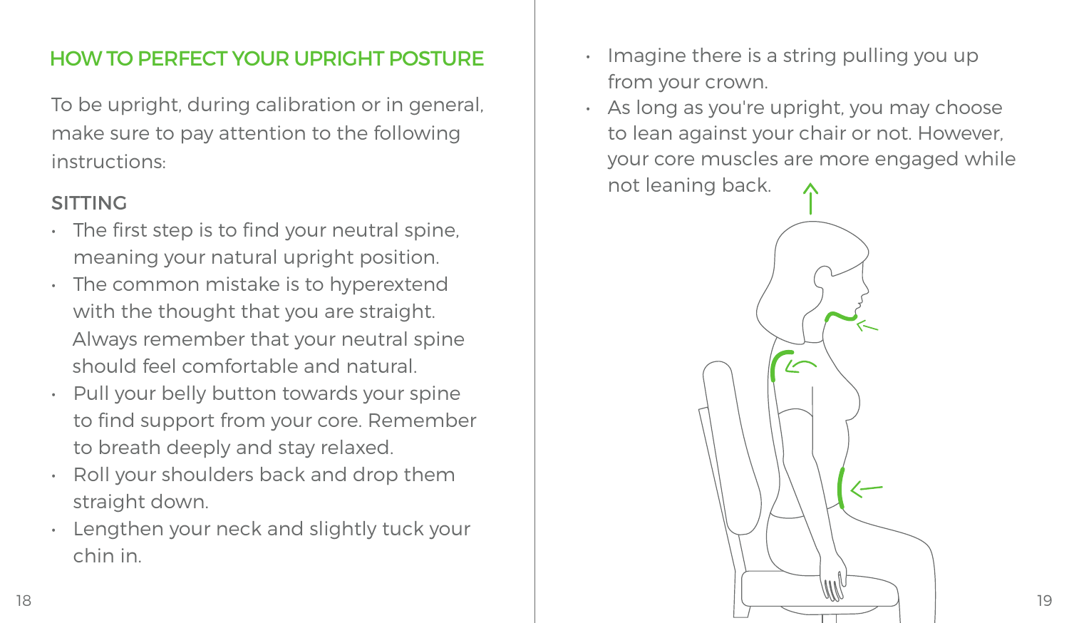## HOW TO PERFECT YOUR UPRIGHT POSTURE

To be upright, during calibration or in general, make sure to pay attention to the following instructions:

### SITTING

- The first step is to find your neutral spine, meaning your natural upright position.
- The common mistake is to hyperextend with the thought that you are straight. Always remember that your neutral spine should feel comfortable and natural.
- Pull your belly button towards your spine to find support from your core. Remember to breath deeply and stay relaxed.
- Roll your shoulders back and drop them straight down.
- Lengthen your neck and slightly tuck your chin in.
- Imagine there is a string pulling you up from your crown.
- As long as you're upright, you may choose to lean against your chair or not. However, your core muscles are more engaged while not leaning back.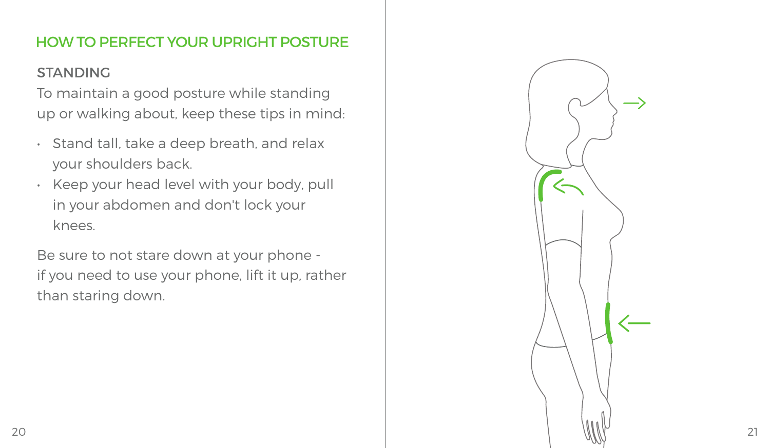## HOW TO PERFECT YOUR UPRIGHT POSTURE

### STANDING

To maintain a good posture while standing up or walking about, keep these tips in mind:

- Stand tall, take a deep breath, and relax your shoulders back.
- Keep your head level with your body, pull in your abdomen and don't lock your knees.

Be sure to not stare down at your phone - if you need to use your phone, lift it up, rather than staring down.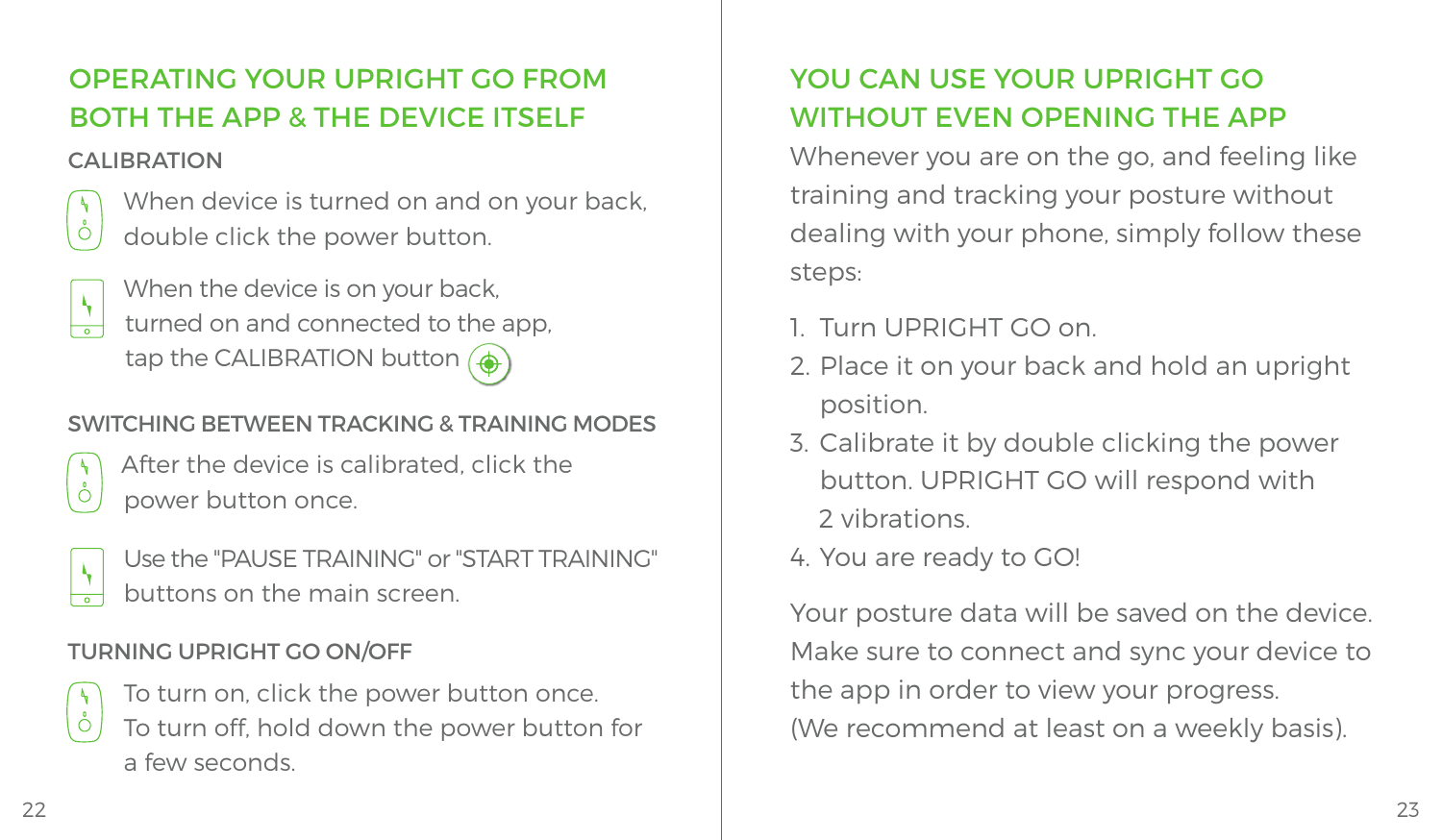## OPERATING YOUR UPRIGHT GO FROM BOTH THE APP & THE DEVICE ITSELF

### CALIBRATION

When device is turned on and on your back, double click the power button.

When the device is on your back, turned on and connected to the app, tap the CALIBRATION button

### SWITCHING BETWEEN TRACKING & TRAINING MODES

After the device is calibrated, click the power button once.

Use the "PAUSE TRAINING" or "START TRAINING" buttons on the main screen.

### TURNING UPRIGHT GO ON/OFF

To turn on, click the power button once. To turn off, hold down the power button for a few seconds.

## YOU CAN USE YOUR UPRIGHT GO WITHOUT EVEN OPENING THE APP

Whenever you are on the go, and feeling like training and tracking your posture without dealing with your phone, simply follow these steps:

1. Turn UPRIGHT GO on.
2. Place it on your back and hold an upright position.
3. Calibrate it by double clicking the power button. UPRIGHT GO will respond with 2 vibrations.
4. You are ready to GO!

Your posture data will be saved on the device. Make sure to connect and sync your device to the app in order to view your progress. (We recommend at least on a weekly basis).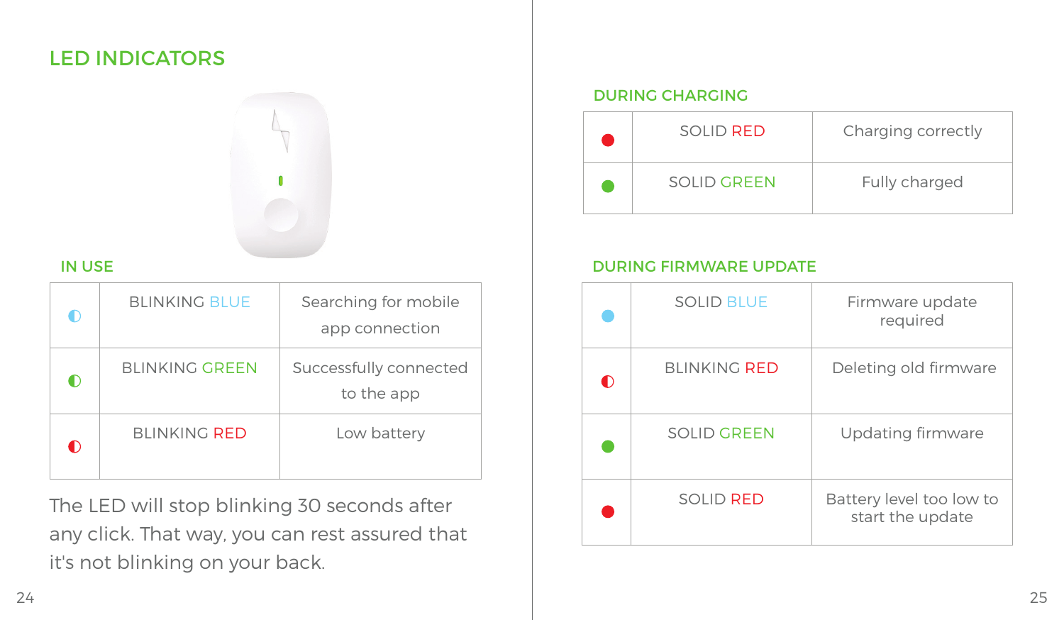## LED INDICATORS

### IN USE

| | | |
|---|---|---|
| ◐ | BLINKING BLUE | Searching for mobile app connection |
| ◐ | BLINKING GREEN | Successfully connected to the app |
| ◐ | BLINKING RED | Low battery |

The LED will stop blinking 30 seconds after any click. That way, you can rest assured that it's not blinking on your back.

### DURING CHARGING

| | | |
|---|---|---|
| ● | SOLID RED | Charging correctly |
| ● | SOLID GREEN | Fully charged |

### DURING FIRMWARE UPDATE

| | | |
|---|---|---|
| ● | SOLID BLUE | Firmware update required |
| ◐ | BLINKING RED | Deleting old firmware |
| ● | SOLID GREEN | Updating firmware |
| ● | SOLID RED | Battery level too low to start the update |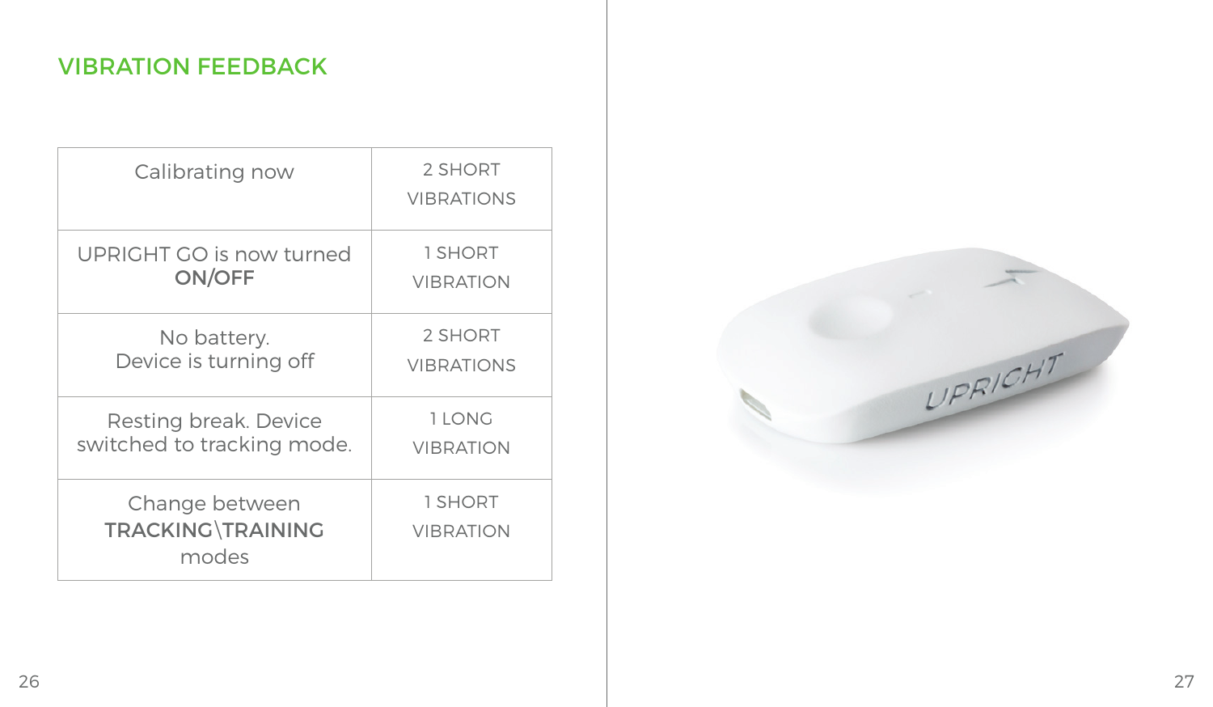## VIBRATION FEEDBACK

| | |
|---|---|
| Calibrating now | 2 SHORT VIBRATIONS |
| UPRIGHT GO is now turned **ON/OFF** | 1 SHORT VIBRATION |
| No battery. Device is turning off | 2 SHORT VIBRATIONS |
| Resting break. Device switched to tracking mode. | 1 LONG VIBRATION |
| Change between **TRACKING\TRAINING** modes | 1 SHORT VIBRATION |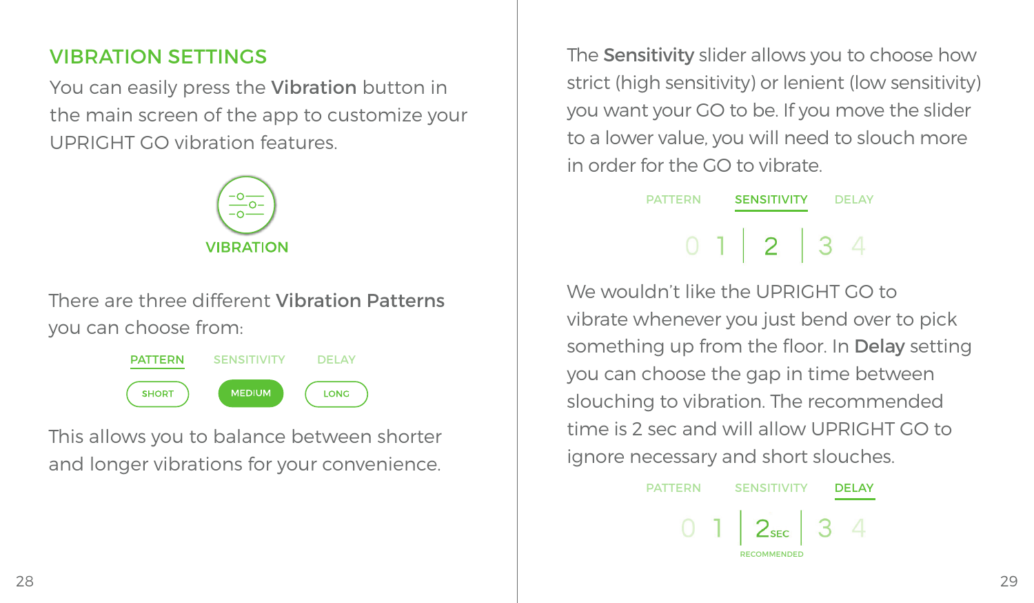## VIBRATION SETTINGS

You can easily press the **Vibration** button in the main screen of the app to customize your UPRIGHT GO vibration features.

VIBRATION

There are three different **Vibration Patterns** you can choose from:

PATTERN SENSITIVITY DELAY

SHORT MEDIUM LONG

This allows you to balance between shorter and longer vibrations for your convenience.

The **Sensitivity** slider allows you to choose how strict (high sensitivity) or lenient (low sensitivity) you want your GO to be. If you move the slider to a lower value, you will need to slouch more in order for the GO to vibrate.

PATTERN SENSITIVITY DELAY

0 1 | 2 | 3 4

We wouldn't like the UPRIGHT GO to vibrate whenever you just bend over to pick something up from the floor. In **Delay** setting you can choose the gap in time between slouching to vibration. The recommended time is 2 sec and will allow UPRIGHT GO to ignore necessary and short slouches.

PATTERN SENSITIVITY DELAY

0 1 | 2 SEC | 3 4

RECOMMENDED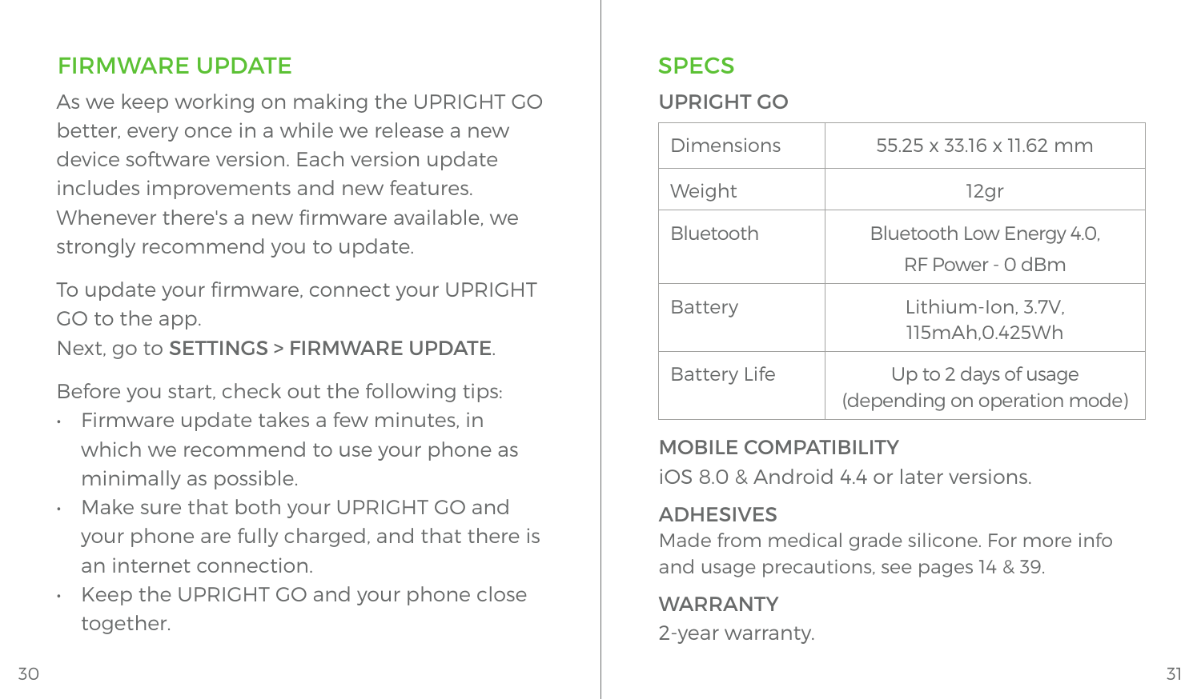## FIRMWARE UPDATE

As we keep working on making the UPRIGHT GO better, every once in a while we release a new device software version. Each version update includes improvements and new features. Whenever there's a new firmware available, we strongly recommend you to update.

To update your firmware, connect your UPRIGHT GO to the app.
Next, go to SETTINGS > FIRMWARE UPDATE.

Before you start, check out the following tips:

- Firmware update takes a few minutes, in which we recommend to use your phone as minimally as possible.
- Make sure that both your UPRIGHT GO and your phone are fully charged, and that there is an internet connection.
- Keep the UPRIGHT GO and your phone close together.

## SPECS

### UPRIGHT GO

| | |
|---|---|
| Dimensions | 55.25 x 33.16 x 11.62 mm |
| Weight | 12gr |
| Bluetooth | Bluetooth Low Energy 4.0, RF Power - 0 dBm |
| Battery | Lithium-Ion, 3.7V, 115mAh,0.425Wh |
| Battery Life | Up to 2 days of usage (depending on operation mode) |

### MOBILE COMPATIBILITY

iOS 8.0 & Android 4.4 or later versions.

### ADHESIVES

Made from medical grade silicone. For more info and usage precautions, see pages 14 & 39.

### WARRANTY

2-year warranty.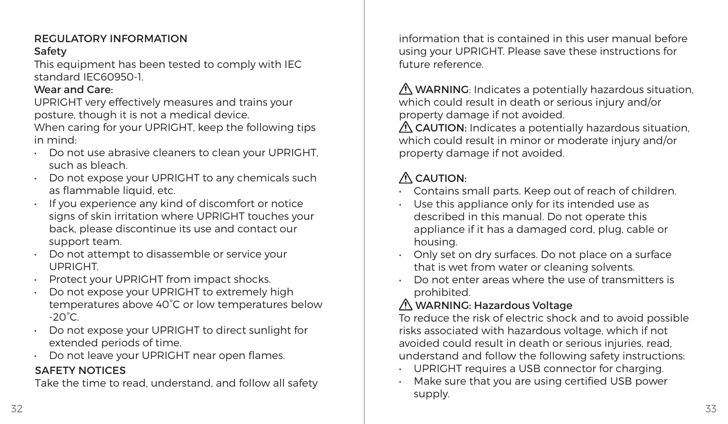## REGULATORY INFORMATION

### Safety

This equipment has been tested to comply with IEC standard IEC60950-1.

### Wear and Care:

UPRIGHT very effectively measures and trains your posture, though it is not a medical device.
When caring for your UPRIGHT, keep the following tips in mind:

- Do not use abrasive cleaners to clean your UPRIGHT, such as bleach.
- Do not expose your UPRIGHT to any chemicals such as flammable liquid, etc.
- If you experience any kind of discomfort or notice signs of skin irritation where UPRIGHT touches your back, please discontinue its use and contact our support team.
- Do not attempt to disassemble or service your UPRIGHT.
- Protect your UPRIGHT from impact shocks.
- Do not expose your UPRIGHT to extremely high temperatures above 40˚C or low temperatures below -20˚C.
- Do not expose your UPRIGHT to direct sunlight for extended periods of time.
- Do not leave your UPRIGHT near open flames.

## SAFETY NOTICES

Take the time to read, understand, and follow all safety information that is contained in this user manual before using your UPRIGHT. Please save these instructions for future reference.

⚠ WARNING: Indicates a potentially hazardous situation, which could result in death or serious injury and/or property damage if not avoided.
⚠ CAUTION: Indicates a potentially hazardous situation, which could result in minor or moderate injury and/or property damage if not avoided.

⚠ CAUTION:

- Contains small parts. Keep out of reach of children.
- Use this appliance only for its intended use as described in this manual. Do not operate this appliance if it has a damaged cord, plug, cable or housing.
- Only set on dry surfaces. Do not place on a surface that is wet from water or cleaning solvents.
- Do not enter areas where the use of transmitters is prohibited.

⚠ WARNING: Hazardous Voltage

To reduce the risk of electric shock and to avoid possible risks associated with hazardous voltage, which if not avoided could result in death or serious injuries, read, understand and follow the following safety instructions:

- UPRIGHT requires a USB connector for charging.
- Make sure that you are using certified USB power supply.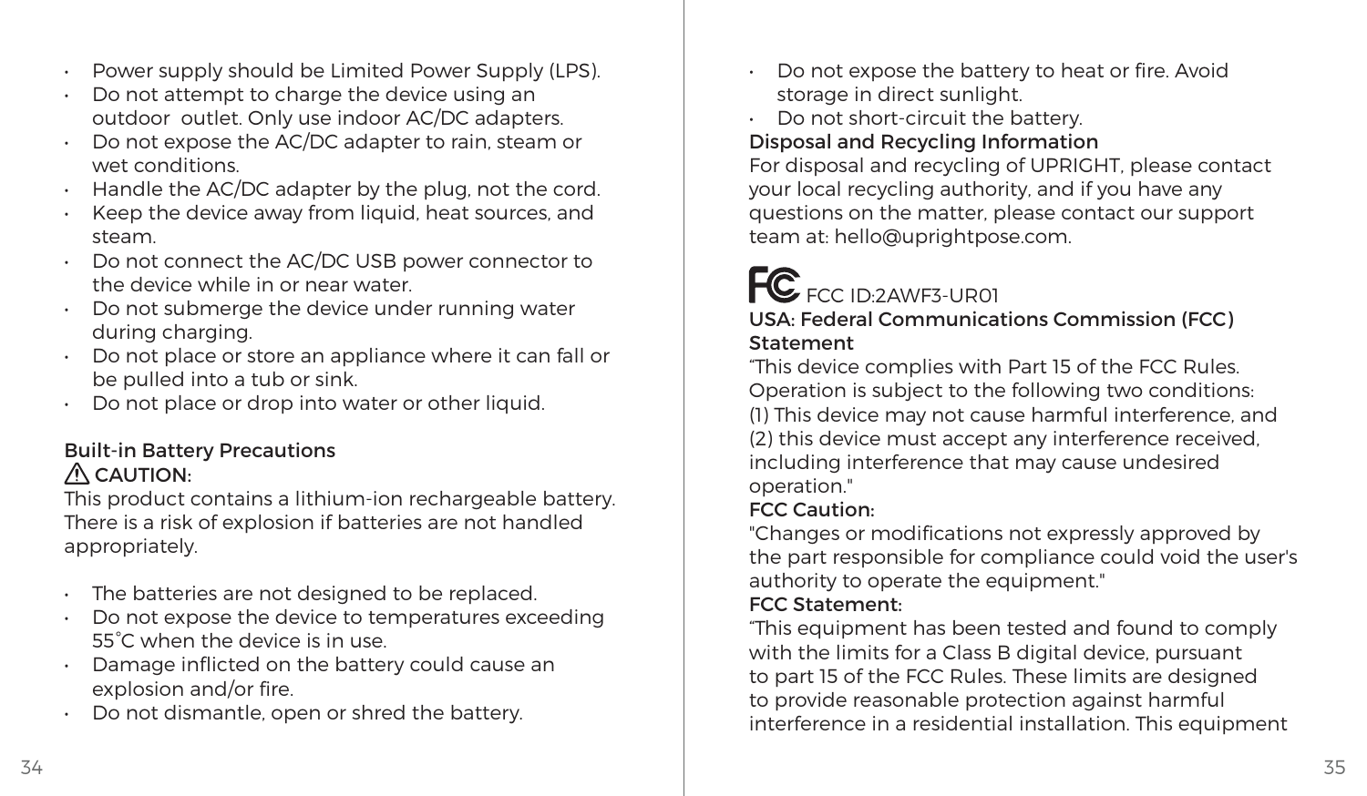- Power supply should be Limited Power Supply (LPS).
- Do not attempt to charge the device using an outdoor outlet. Only use indoor AC/DC adapters.
- Do not expose the AC/DC adapter to rain, steam or wet conditions.
- Handle the AC/DC adapter by the plug, not the cord.
- Keep the device away from liquid, heat sources, and steam.
- Do not connect the AC/DC USB power connector to the device while in or near water.
- Do not submerge the device under running water during charging.
- Do not place or store an appliance where it can fall or be pulled into a tub or sink.
- Do not place or drop into water or other liquid.

## Built-in Battery Precautions

⚠ **CAUTION:**

This product contains a lithium-ion rechargeable battery. There is a risk of explosion if batteries are not handled appropriately.

- The batteries are not designed to be replaced.
- Do not expose the device to temperatures exceeding 55˚C when the device is in use.
- Damage inflicted on the battery could cause an explosion and/or fire.
- Do not dismantle, open or shred the battery.
- Do not expose the battery to heat or fire. Avoid storage in direct sunlight.
- Do not short-circuit the battery.

## Disposal and Recycling Information

For disposal and recycling of UPRIGHT, please contact your local recycling authority, and if you have any questions on the matter, please contact our support team at: hello@uprightpose.com.

FC FCC ID:2AWF3-UR01

## USA: Federal Communications Commission (FCC) Statement

“This device complies with Part 15 of the FCC Rules. Operation is subject to the following two conditions: (1) This device may not cause harmful interference, and (2) this device must accept any interference received, including interference that may cause undesired operation."

**FCC Caution:**

"Changes or modifications not expressly approved by the part responsible for compliance could void the user's authority to operate the equipment."

**FCC Statement:**

“This equipment has been tested and found to comply with the limits for a Class B digital device, pursuant to part 15 of the FCC Rules. These limits are designed to provide reasonable protection against harmful interference in a residential installation. This equipment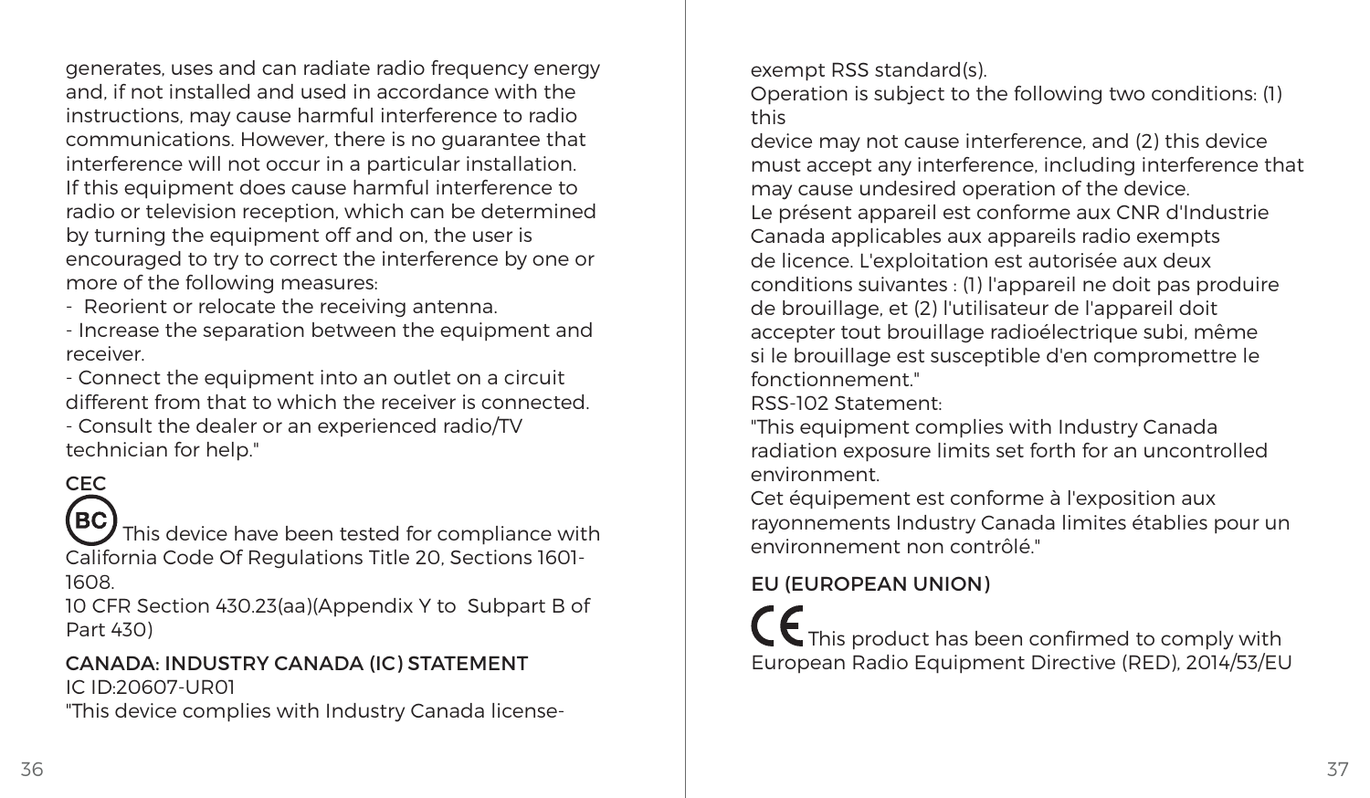generates, uses and can radiate radio frequency energy and, if not installed and used in accordance with the instructions, may cause harmful interference to radio communications. However, there is no guarantee that interference will not occur in a particular installation. If this equipment does cause harmful interference to radio or television reception, which can be determined by turning the equipment off and on, the user is encouraged to try to correct the interference by one or more of the following measures:

- Reorient or relocate the receiving antenna.
- Increase the separation between the equipment and receiver.
- Connect the equipment into an outlet on a circuit different from that to which the receiver is connected.
- Consult the dealer or an experienced radio/TV technician for help."

## CEC

BC This device have been tested for compliance with California Code Of Regulations Title 20, Sections 1601-1608.

10 CFR Section 430.23(aa)(Appendix Y to Subpart B of Part 430)

## CANADA: INDUSTRY CANADA (IC) STATEMENT

IC ID:20607-UR01

"This device complies with Industry Canada license-exempt RSS standard(s).

Operation is subject to the following two conditions: (1) this device may not cause interference, and (2) this device must accept any interference, including interference that may cause undesired operation of the device.

Le présent appareil est conforme aux CNR d'Industrie Canada applicables aux appareils radio exempts de licence. L'exploitation est autorisée aux deux conditions suivantes : (1) l'appareil ne doit pas produire de brouillage, et (2) l'utilisateur de l'appareil doit accepter tout brouillage radioélectrique subi, même si le brouillage est susceptible d'en compromettre le fonctionnement."

RSS-102 Statement:

"This equipment complies with Industry Canada radiation exposure limits set forth for an uncontrolled environment.

Cet équipement est conforme à l'exposition aux rayonnements Industry Canada limites établies pour un environnement non contrôlé."

## EU (EUROPEAN UNION)

CE This product has been confirmed to comply with European Radio Equipment Directive (RED), 2014/53/EU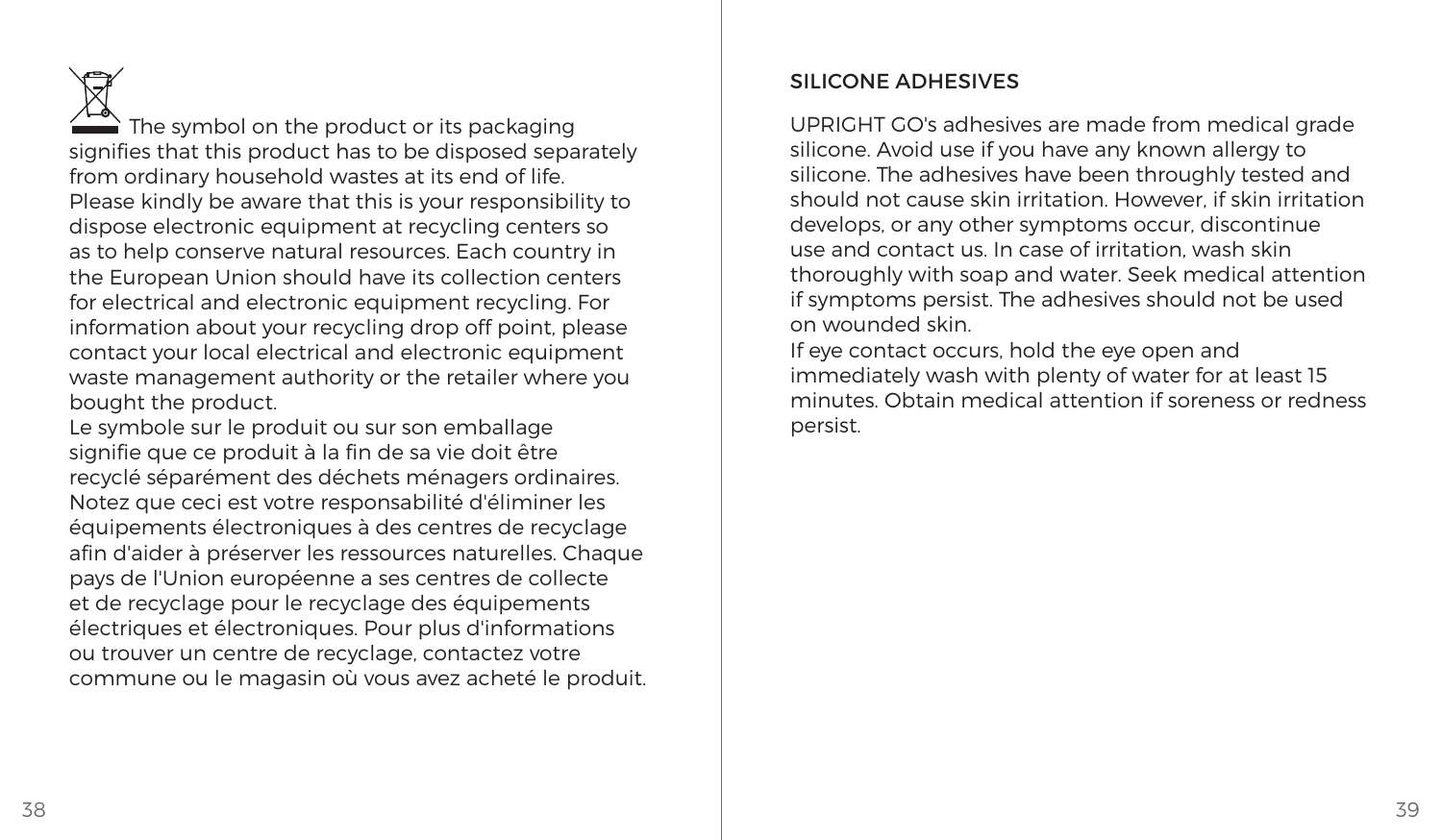The symbol on the product or its packaging signifies that this product has to be disposed separately from ordinary household wastes at its end of life. Please kindly be aware that this is your responsibility to dispose electronic equipment at recycling centers so as to help conserve natural resources. Each country in the European Union should have its collection centers for electrical and electronic equipment recycling. For information about your recycling drop off point, please contact your local electrical and electronic equipment waste management authority or the retailer where you bought the product.

Le symbole sur le produit ou sur son emballage signifie que ce produit à la fin de sa vie doit être recyclé séparément des déchets ménagers ordinaires. Notez que ceci est votre responsabilité d'éliminer les équipements électroniques à des centres de recyclage afin d'aider à préserver les ressources naturelles. Chaque pays de l'Union européenne a ses centres de collecte et de recyclage pour le recyclage des équipements électriques et électroniques. Pour plus d'informations ou trouver un centre de recyclage, contactez votre commune ou le magasin où vous avez acheté le produit.

## SILICONE ADHESIVES

UPRIGHT GO's adhesives are made from medical grade silicone. Avoid use if you have any known allergy to silicone. The adhesives have been throughly tested and should not cause skin irritation. However, if skin irritation develops, or any other symptoms occur, discontinue use and contact us. In case of irritation, wash skin thoroughly with soap and water. Seek medical attention if symptoms persist. The adhesives should not be used on wounded skin.

If eye contact occurs, hold the eye open and immediately wash with plenty of water for at least 15 minutes. Obtain medical attention if soreness or redness persist.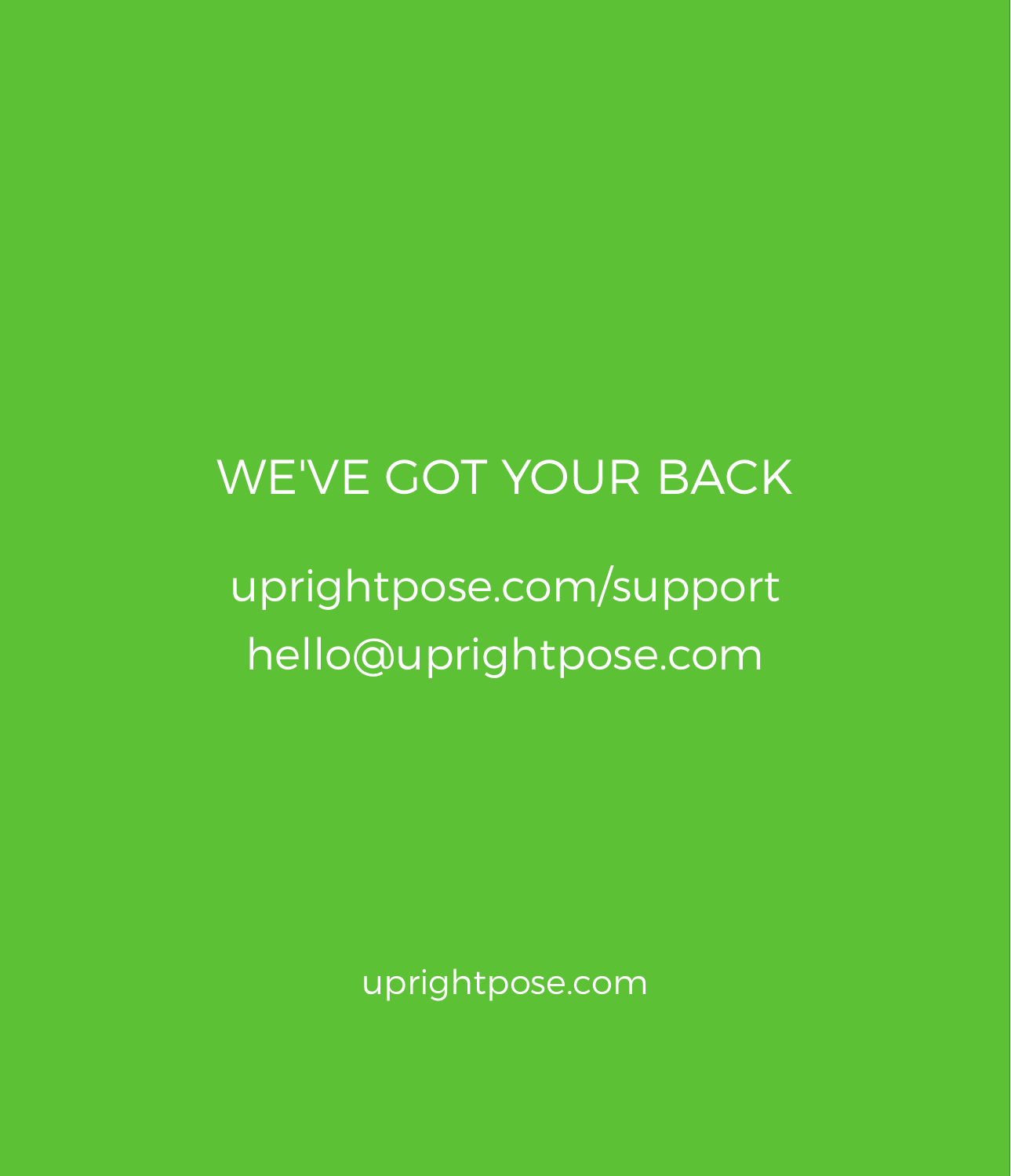WE'VE GOT YOUR BACK

uprightpose.com/support
hello@uprightpose.com

uprightpose.com